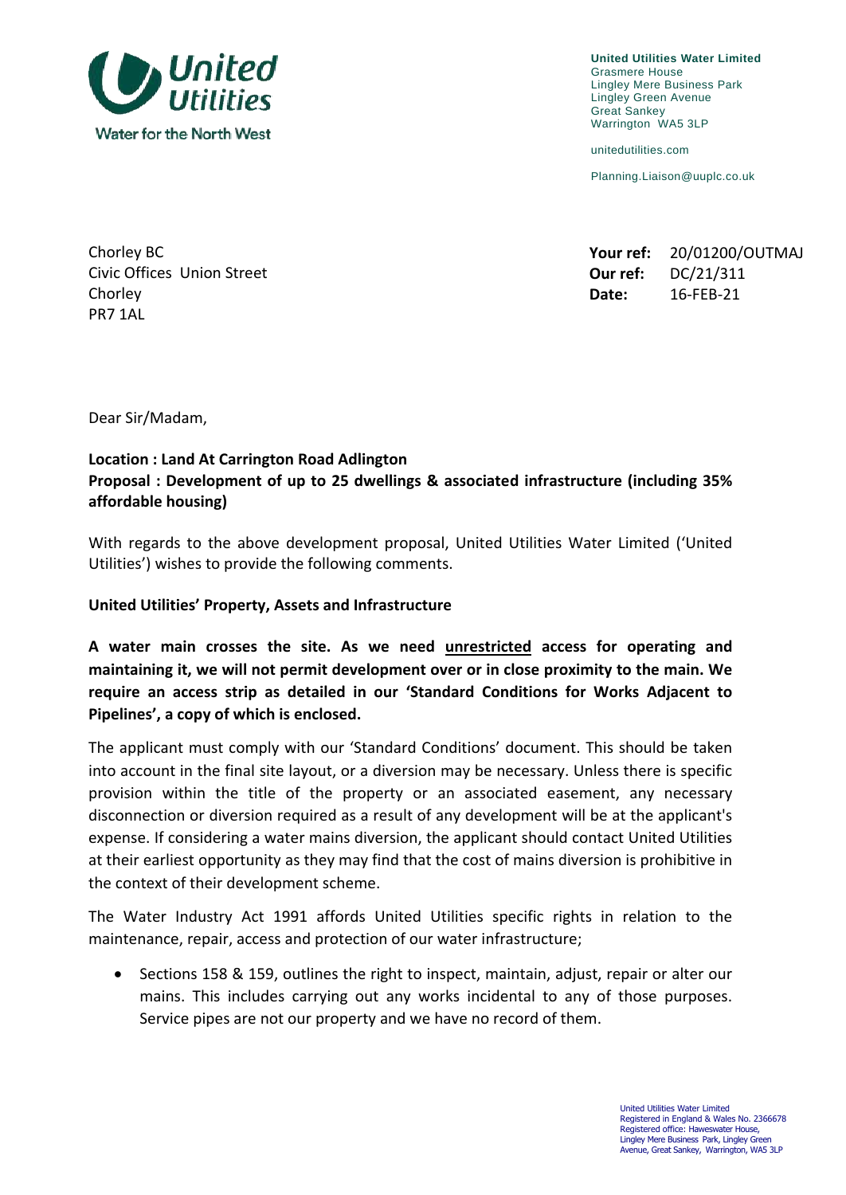United Utilities

Water for the North West

**United Utilities Water Limited**
Grasmere House
Lingley Mere Business Park
Lingley Green Avenue
Great Sankey
Warrington WA5 3LP

unitedutilities.com

Planning.Liaison@uuplc.co.uk

Chorley BC
Civic Offices Union Street
Chorley
PR7 1AL

**Your ref:** 20/01200/OUTMAJ
**Our ref:** DC/21/311
**Date:** 16-FEB-21

Dear Sir/Madam,

**Location : Land At Carrington Road Adlington**
**Proposal : Development of up to 25 dwellings & associated infrastructure (including 35% affordable housing)**

With regards to the above development proposal, United Utilities Water Limited ('United Utilities') wishes to provide the following comments.

**United Utilities' Property, Assets and Infrastructure**

**A water main crosses the site. As we need <u>unrestricted</u> access for operating and maintaining it, we will not permit development over or in close proximity to the main. We require an access strip as detailed in our 'Standard Conditions for Works Adjacent to Pipelines', a copy of which is enclosed.**

The applicant must comply with our 'Standard Conditions' document. This should be taken into account in the final site layout, or a diversion may be necessary. Unless there is specific provision within the title of the property or an associated easement, any necessary disconnection or diversion required as a result of any development will be at the applicant's expense. If considering a water mains diversion, the applicant should contact United Utilities at their earliest opportunity as they may find that the cost of mains diversion is prohibitive in the context of their development scheme.

The Water Industry Act 1991 affords United Utilities specific rights in relation to the maintenance, repair, access and protection of our water infrastructure;

- Sections 158 & 159, outlines the right to inspect, maintain, adjust, repair or alter our mains. This includes carrying out any works incidental to any of those purposes. Service pipes are not our property and we have no record of them.

United Utilities Water Limited
Registered in England & Wales No. 2366678
Registered office: Haweswater House, Lingley Mere Business Park, Lingley Green Avenue, Great Sankey, Warrington, WA5 3LP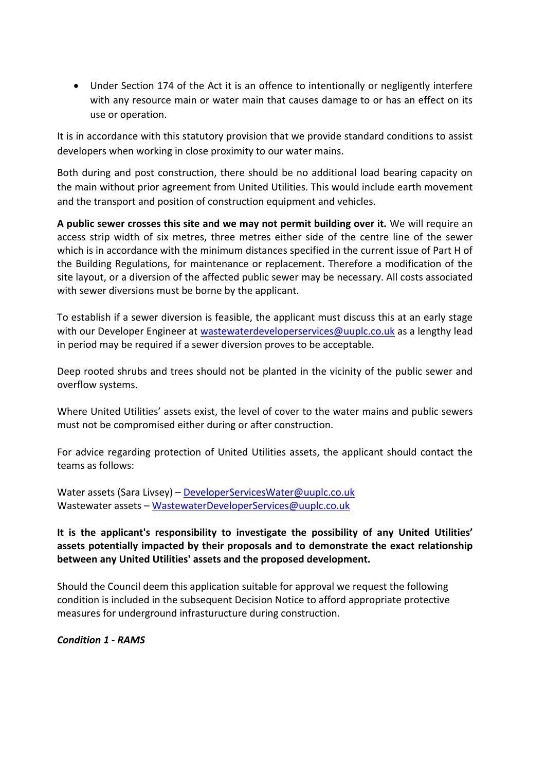- Under Section 174 of the Act it is an offence to intentionally or negligently interfere with any resource main or water main that causes damage to or has an effect on its use or operation.

It is in accordance with this statutory provision that we provide standard conditions to assist developers when working in close proximity to our water mains.

Both during and post construction, there should be no additional load bearing capacity on the main without prior agreement from United Utilities. This would include earth movement and the transport and position of construction equipment and vehicles.

**A public sewer crosses this site and we may not permit building over it.** We will require an access strip width of six metres, three metres either side of the centre line of the sewer which is in accordance with the minimum distances specified in the current issue of Part H of the Building Regulations, for maintenance or replacement. Therefore a modification of the site layout, or a diversion of the affected public sewer may be necessary. All costs associated with sewer diversions must be borne by the applicant.

To establish if a sewer diversion is feasible, the applicant must discuss this at an early stage with our Developer Engineer at wastewaterdeveloperservices@uuplc.co.uk as a lengthy lead in period may be required if a sewer diversion proves to be acceptable.

Deep rooted shrubs and trees should not be planted in the vicinity of the public sewer and overflow systems.

Where United Utilities' assets exist, the level of cover to the water mains and public sewers must not be compromised either during or after construction.

For advice regarding protection of United Utilities assets, the applicant should contact the teams as follows:

Water assets (Sara Livsey) – DeveloperServicesWater@uuplc.co.uk
Wastewater assets – WastewaterDeveloperServices@uuplc.co.uk

**It is the applicant's responsibility to investigate the possibility of any United Utilities' assets potentially impacted by their proposals and to demonstrate the exact relationship between any United Utilities' assets and the proposed development.**

Should the Council deem this application suitable for approval we request the following condition is included in the subsequent Decision Notice to afford appropriate protective measures for underground infrasturucture during construction.

***Condition 1 - RAMS***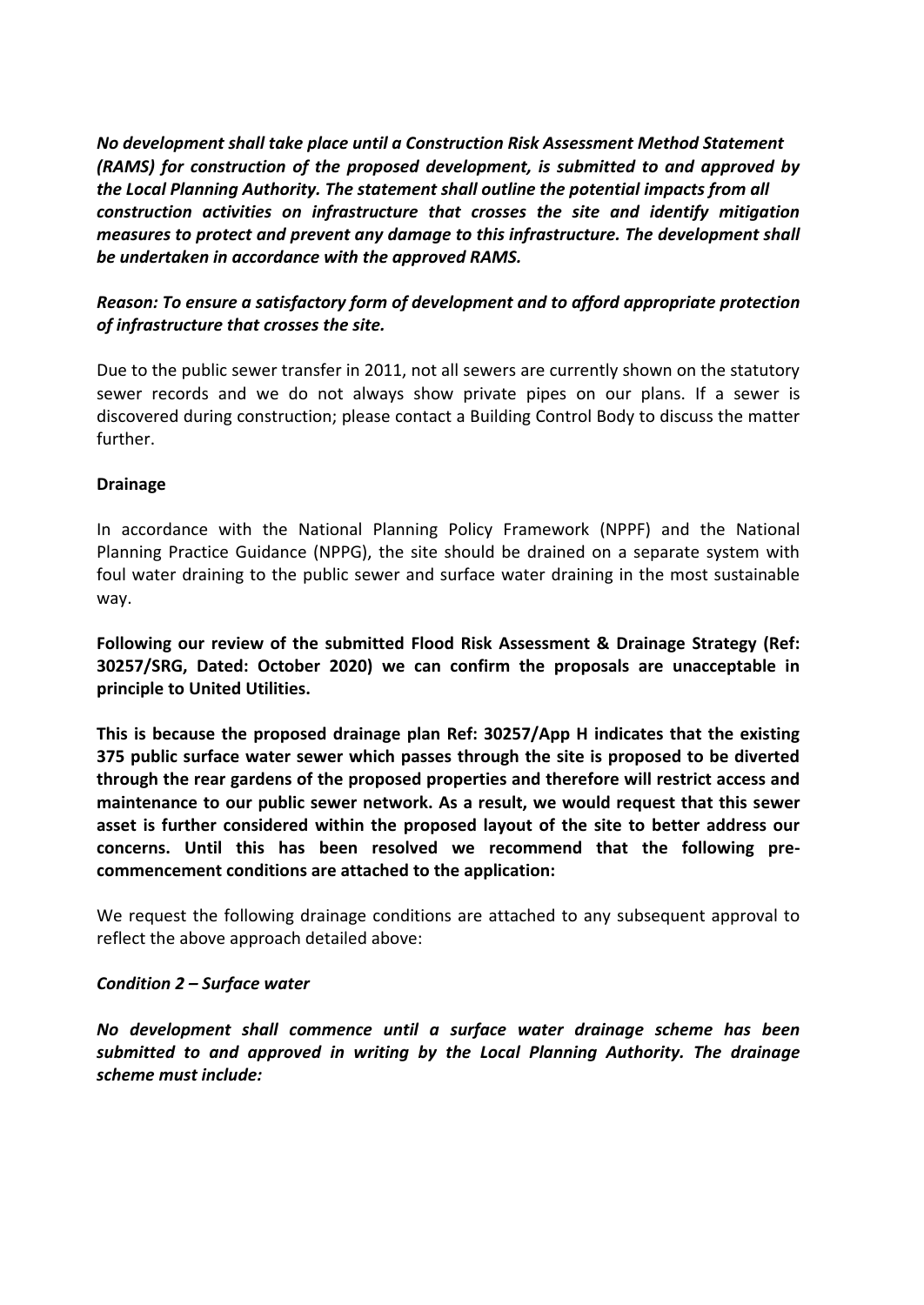***No development shall take place until a Construction Risk Assessment Method Statement (RAMS) for construction of the proposed development, is submitted to and approved by the Local Planning Authority. The statement shall outline the potential impacts from all construction activities on infrastructure that crosses the site and identify mitigation measures to protect and prevent any damage to this infrastructure. The development shall be undertaken in accordance with the approved RAMS.***

***Reason: To ensure a satisfactory form of development and to afford appropriate protection of infrastructure that crosses the site.***

Due to the public sewer transfer in 2011, not all sewers are currently shown on the statutory sewer records and we do not always show private pipes on our plans. If a sewer is discovered during construction; please contact a Building Control Body to discuss the matter further.

**Drainage**

In accordance with the National Planning Policy Framework (NPPF) and the National Planning Practice Guidance (NPPG), the site should be drained on a separate system with foul water draining to the public sewer and surface water draining in the most sustainable way.

**Following our review of the submitted Flood Risk Assessment & Drainage Strategy (Ref: 30257/SRG, Dated: October 2020) we can confirm the proposals are unacceptable in principle to United Utilities.**

**This is because the proposed drainage plan Ref: 30257/App H indicates that the existing 375 public surface water sewer which passes through the site is proposed to be diverted through the rear gardens of the proposed properties and therefore will restrict access and maintenance to our public sewer network. As a result, we would request that this sewer asset is further considered within the proposed layout of the site to better address our concerns. Until this has been resolved we recommend that the following pre-commencement conditions are attached to the application:**

We request the following drainage conditions are attached to any subsequent approval to reflect the above approach detailed above:

***Condition 2 – Surface water***

***No development shall commence until a surface water drainage scheme has been submitted to and approved in writing by the Local Planning Authority. The drainage scheme must include:***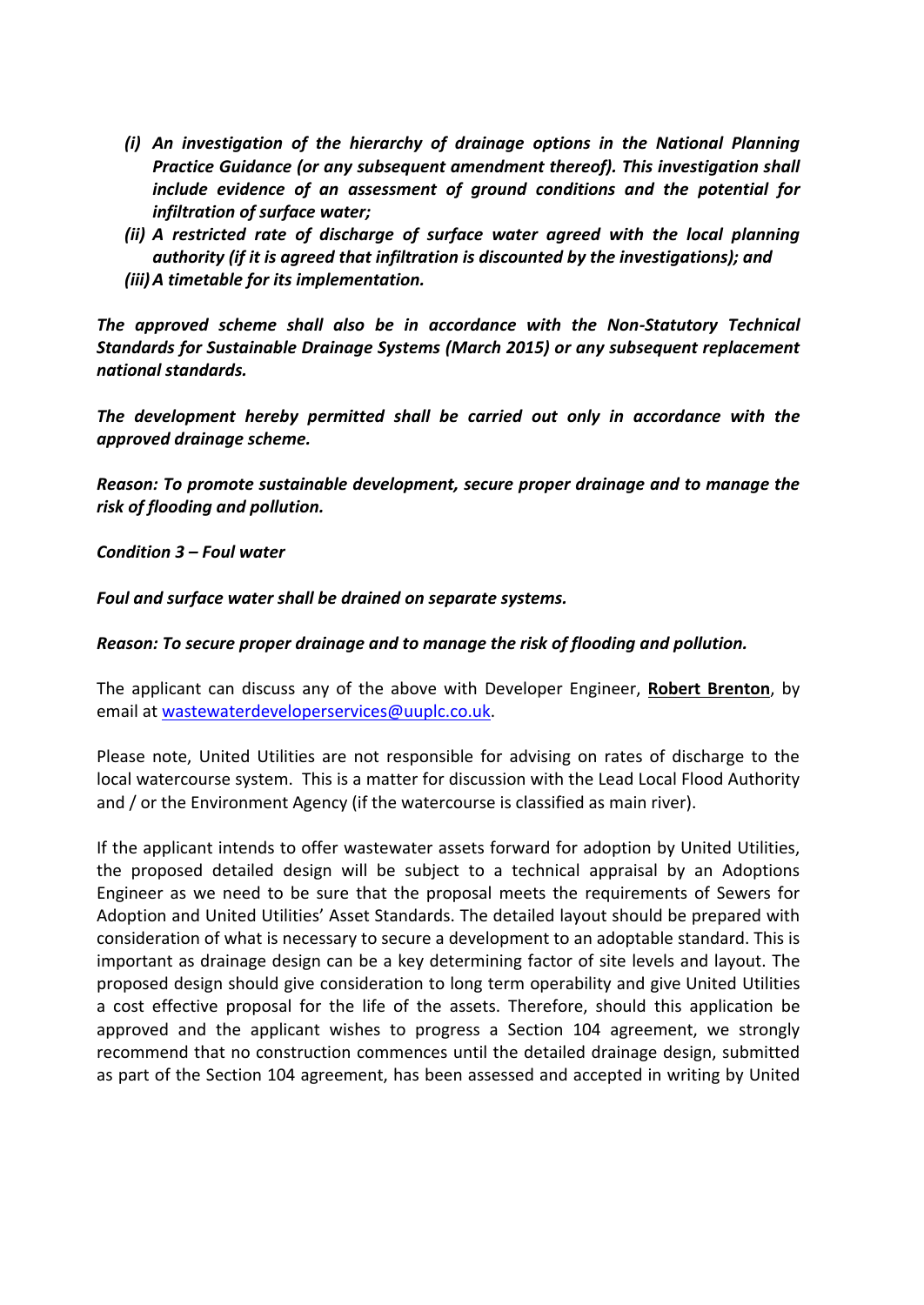- *(i)* ***An investigation of the hierarchy of drainage options in the National Planning Practice Guidance (or any subsequent amendment thereof). This investigation shall include evidence of an assessment of ground conditions and the potential for infiltration of surface water;***
- *(ii)* ***A restricted rate of discharge of surface water agreed with the local planning authority (if it is agreed that infiltration is discounted by the investigations); and***
- *(iii)* ***A timetable for its implementation.***

***The approved scheme shall also be in accordance with the Non-Statutory Technical Standards for Sustainable Drainage Systems (March 2015) or any subsequent replacement national standards.***

***The development hereby permitted shall be carried out only in accordance with the approved drainage scheme.***

***Reason: To promote sustainable development, secure proper drainage and to manage the risk of flooding and pollution.***

***Condition 3 – Foul water***

***Foul and surface water shall be drained on separate systems.***

***Reason: To secure proper drainage and to manage the risk of flooding and pollution.***

The applicant can discuss any of the above with Developer Engineer, **Robert Brenton**, by email at wastewaterdeveloperservices@uuplc.co.uk.

Please note, United Utilities are not responsible for advising on rates of discharge to the local watercourse system. This is a matter for discussion with the Lead Local Flood Authority and / or the Environment Agency (if the watercourse is classified as main river).

If the applicant intends to offer wastewater assets forward for adoption by United Utilities, the proposed detailed design will be subject to a technical appraisal by an Adoptions Engineer as we need to be sure that the proposal meets the requirements of Sewers for Adoption and United Utilities' Asset Standards. The detailed layout should be prepared with consideration of what is necessary to secure a development to an adoptable standard. This is important as drainage design can be a key determining factor of site levels and layout. The proposed design should give consideration to long term operability and give United Utilities a cost effective proposal for the life of the assets. Therefore, should this application be approved and the applicant wishes to progress a Section 104 agreement, we strongly recommend that no construction commences until the detailed drainage design, submitted as part of the Section 104 agreement, has been assessed and accepted in writing by United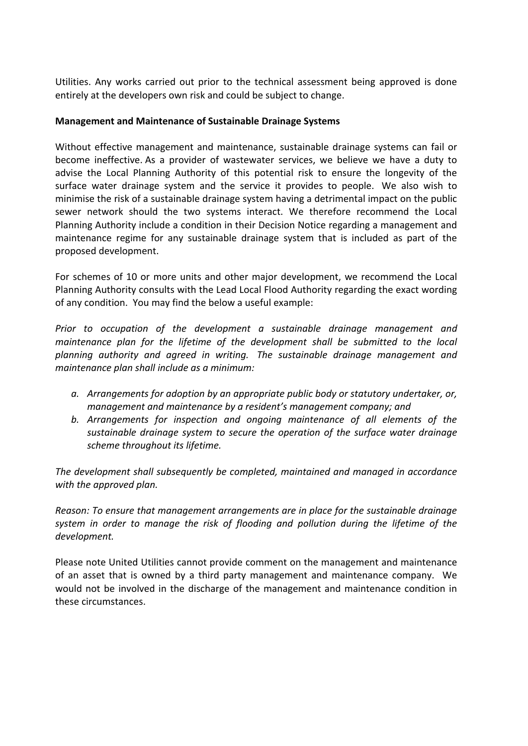Utilities. Any works carried out prior to the technical assessment being approved is done entirely at the developers own risk and could be subject to change.

**Management and Maintenance of Sustainable Drainage Systems**

Without effective management and maintenance, sustainable drainage systems can fail or become ineffective. As a provider of wastewater services, we believe we have a duty to advise the Local Planning Authority of this potential risk to ensure the longevity of the surface water drainage system and the service it provides to people. We also wish to minimise the risk of a sustainable drainage system having a detrimental impact on the public sewer network should the two systems interact. We therefore recommend the Local Planning Authority include a condition in their Decision Notice regarding a management and maintenance regime for any sustainable drainage system that is included as part of the proposed development.

For schemes of 10 or more units and other major development, we recommend the Local Planning Authority consults with the Lead Local Flood Authority regarding the exact wording of any condition. You may find the below a useful example:

*Prior to occupation of the development a sustainable drainage management and maintenance plan for the lifetime of the development shall be submitted to the local planning authority and agreed in writing. The sustainable drainage management and maintenance plan shall include as a minimum:*

- *a. Arrangements for adoption by an appropriate public body or statutory undertaker, or, management and maintenance by a resident's management company; and*
- *b. Arrangements for inspection and ongoing maintenance of all elements of the sustainable drainage system to secure the operation of the surface water drainage scheme throughout its lifetime.*

*The development shall subsequently be completed, maintained and managed in accordance with the approved plan.*

*Reason: To ensure that management arrangements are in place for the sustainable drainage system in order to manage the risk of flooding and pollution during the lifetime of the development.*

Please note United Utilities cannot provide comment on the management and maintenance of an asset that is owned by a third party management and maintenance company. We would not be involved in the discharge of the management and maintenance condition in these circumstances.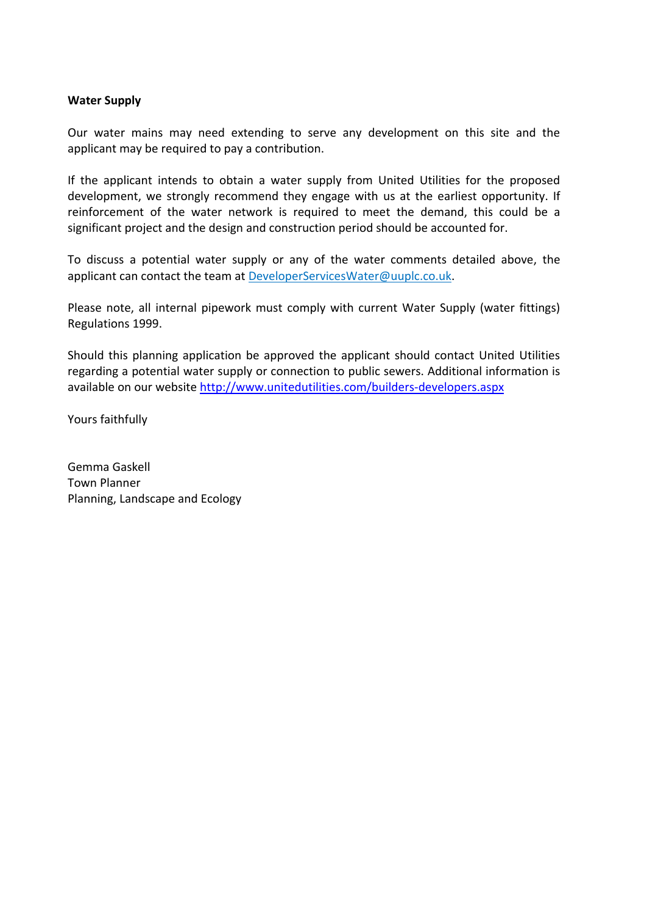**Water Supply**

Our water mains may need extending to serve any development on this site and the applicant may be required to pay a contribution.

If the applicant intends to obtain a water supply from United Utilities for the proposed development, we strongly recommend they engage with us at the earliest opportunity. If reinforcement of the water network is required to meet the demand, this could be a significant project and the design and construction period should be accounted for.

To discuss a potential water supply or any of the water comments detailed above, the applicant can contact the team at DeveloperServicesWater@uuplc.co.uk.

Please note, all internal pipework must comply with current Water Supply (water fittings) Regulations 1999.

Should this planning application be approved the applicant should contact United Utilities regarding a potential water supply or connection to public sewers. Additional information is available on our website http://www.unitedutilities.com/builders-developers.aspx

Yours faithfully

Gemma Gaskell
Town Planner
Planning, Landscape and Ecology